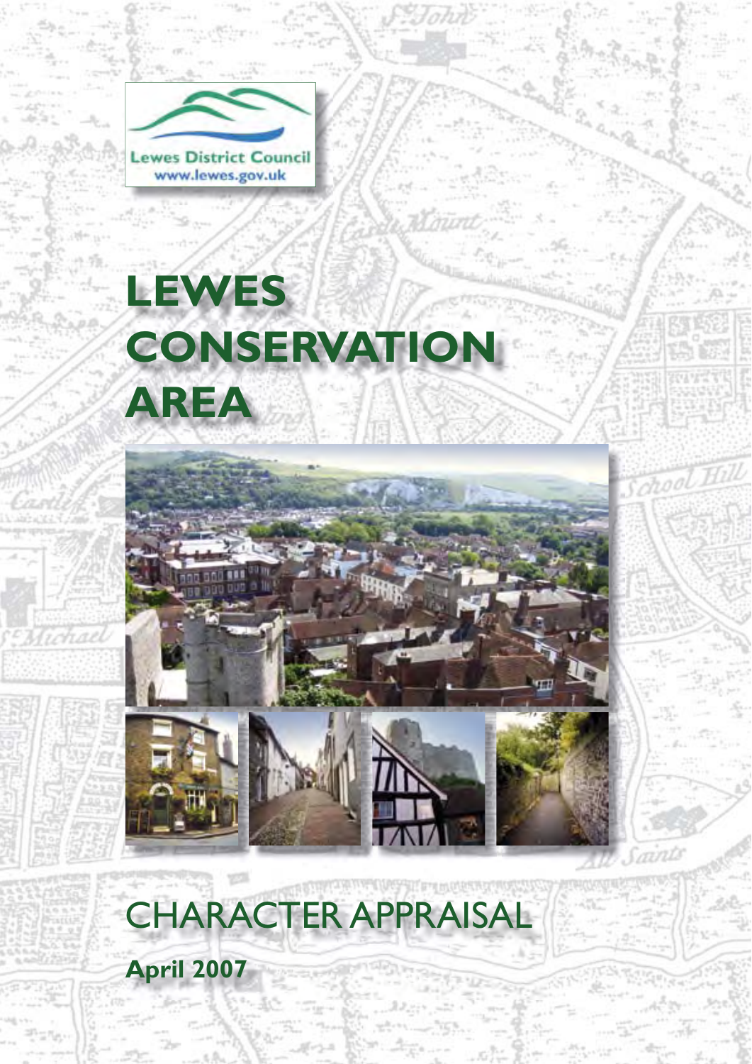Lewes District Council
www.lewes.gov.uk

# LEWES CONSERVATION AREA

## CHARACTER APPRAISAL

**April 2007**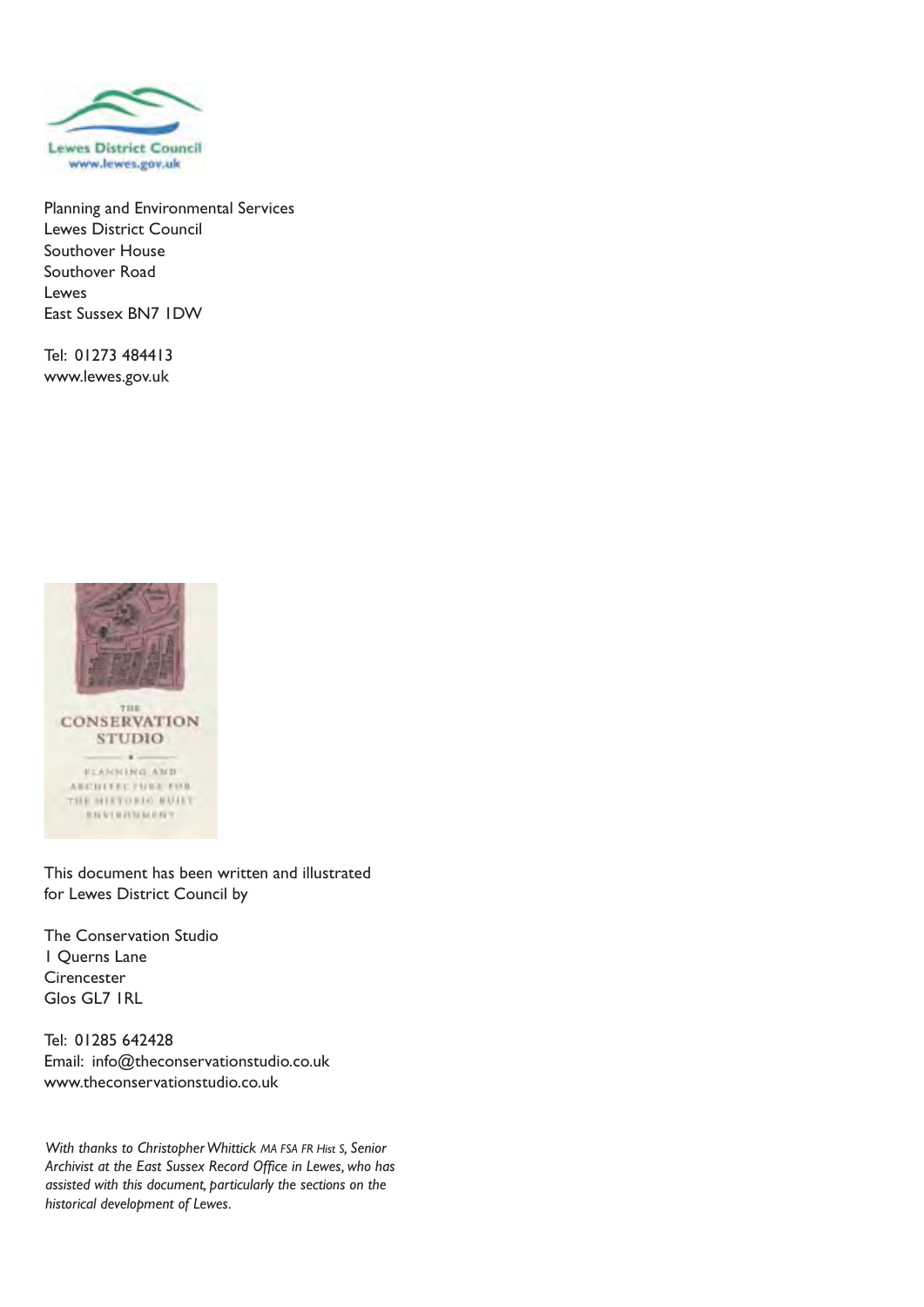Lewes District Council
www.lewes.gov.uk

Planning and Environmental Services
Lewes District Council
Southover House
Southover Road
Lewes
East Sussex BN7 1DW

Tel: 01273 484413
www.lewes.gov.uk

THE CONSERVATION STUDIO
PLANNING AND ARCHITECTURE FOR THE HISTORIC BUILT ENVIRONMENT

This document has been written and illustrated for Lewes District Council by

The Conservation Studio
1 Querns Lane
Cirencester
Glos GL7 1RL

Tel: 01285 642428
Email: info@theconservationstudio.co.uk
www.theconservationstudio.co.uk

*With thanks to Christopher Whittick MA FSA FR Hist S, Senior Archivist at the East Sussex Record Office in Lewes, who has assisted with this document, particularly the sections on the historical development of Lewes.*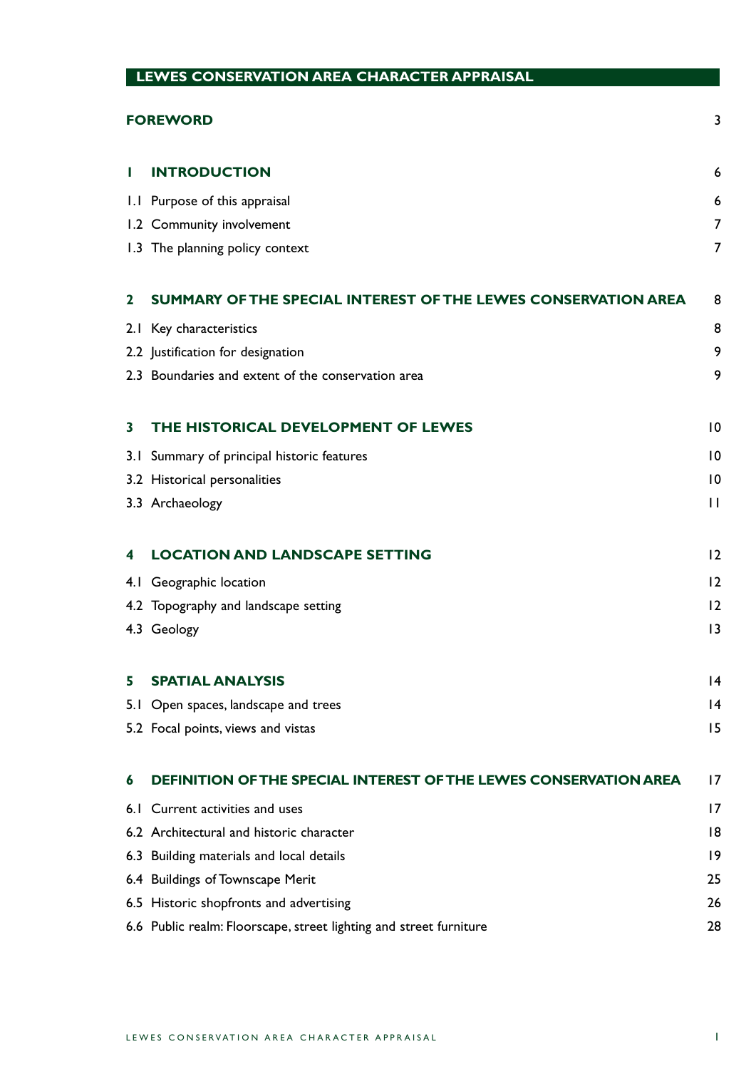# LEWES CONSERVATION AREA CHARACTER APPRAISAL

| | |
|---|---|
| **FOREWORD** | 3 |
| **1 INTRODUCTION** | 6 |
| 1.1 Purpose of this appraisal | 6 |
| 1.2 Community involvement | 7 |
| 1.3 The planning policy context | 7 |
| **2 SUMMARY OF THE SPECIAL INTEREST OF THE LEWES CONSERVATION AREA** | 8 |
| 2.1 Key characteristics | 8 |
| 2.2 Justification for designation | 9 |
| 2.3 Boundaries and extent of the conservation area | 9 |
| **3 THE HISTORICAL DEVELOPMENT OF LEWES** | 10 |
| 3.1 Summary of principal historic features | 10 |
| 3.2 Historical personalities | 10 |
| 3.3 Archaeology | 11 |
| **4 LOCATION AND LANDSCAPE SETTING** | 12 |
| 4.1 Geographic location | 12 |
| 4.2 Topography and landscape setting | 12 |
| 4.3 Geology | 13 |
| **5 SPATIAL ANALYSIS** | 14 |
| 5.1 Open spaces, landscape and trees | 14 |
| 5.2 Focal points, views and vistas | 15 |
| **6 DEFINITION OF THE SPECIAL INTEREST OF THE LEWES CONSERVATION AREA** | 17 |
| 6.1 Current activities and uses | 17 |
| 6.2 Architectural and historic character | 18 |
| 6.3 Building materials and local details | 19 |
| 6.4 Buildings of Townscape Merit | 25 |
| 6.5 Historic shopfronts and advertising | 26 |
| 6.6 Public realm: Floorscape, street lighting and street furniture | 28 |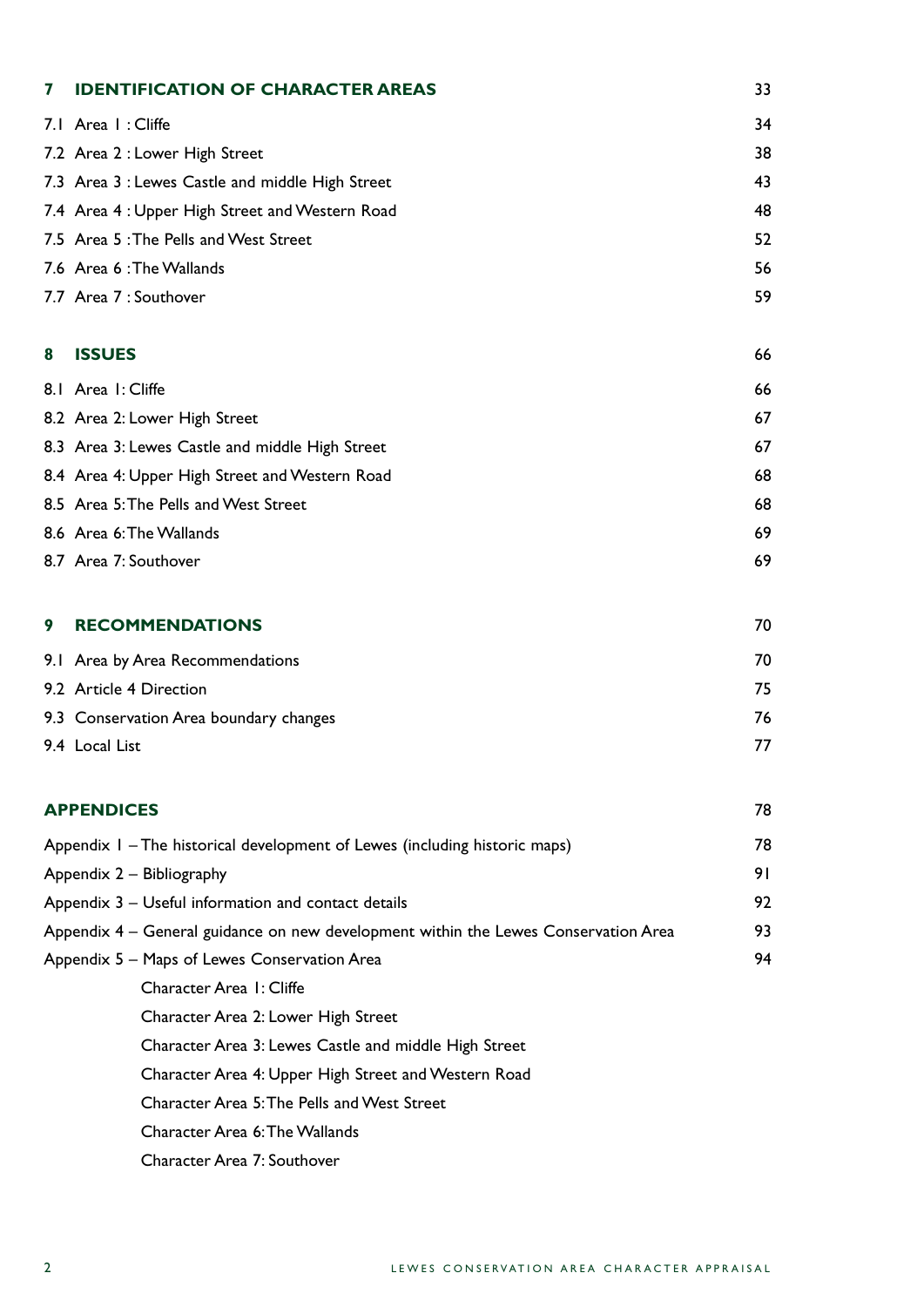| | |
|---|---|
| **7 IDENTIFICATION OF CHARACTER AREAS** | **33** |
| 7.1 Area 1 : Cliffe | 34 |
| 7.2 Area 2 : Lower High Street | 38 |
| 7.3 Area 3 : Lewes Castle and middle High Street | 43 |
| 7.4 Area 4 : Upper High Street and Western Road | 48 |
| 7.5 Area 5 : The Pells and West Street | 52 |
| 7.6 Area 6 : The Wallands | 56 |
| 7.7 Area 7 : Southover | 59 |
| **8 ISSUES** | **66** |
| 8.1 Area 1: Cliffe | 66 |
| 8.2 Area 2: Lower High Street | 67 |
| 8.3 Area 3: Lewes Castle and middle High Street | 67 |
| 8.4 Area 4: Upper High Street and Western Road | 68 |
| 8.5 Area 5: The Pells and West Street | 68 |
| 8.6 Area 6: The Wallands | 69 |
| 8.7 Area 7: Southover | 69 |
| **9 RECOMMENDATIONS** | **70** |
| 9.1 Area by Area Recommendations | 70 |
| 9.2 Article 4 Direction | 75 |
| 9.3 Conservation Area boundary changes | 76 |
| 9.4 Local List | 77 |
| **APPENDICES** | **78** |
| Appendix 1 – The historical development of Lewes (including historic maps) | 78 |
| Appendix 2 – Bibliography | 91 |
| Appendix 3 – Useful information and contact details | 92 |
| Appendix 4 – General guidance on new development within the Lewes Conservation Area | 93 |
| Appendix 5 – Maps of Lewes Conservation Area | 94 |
| Character Area 1: Cliffe | |
| Character Area 2: Lower High Street | |
| Character Area 3: Lewes Castle and middle High Street | |
| Character Area 4: Upper High Street and Western Road | |
| Character Area 5: The Pells and West Street | |
| Character Area 6: The Wallands | |
| Character Area 7: Southover | |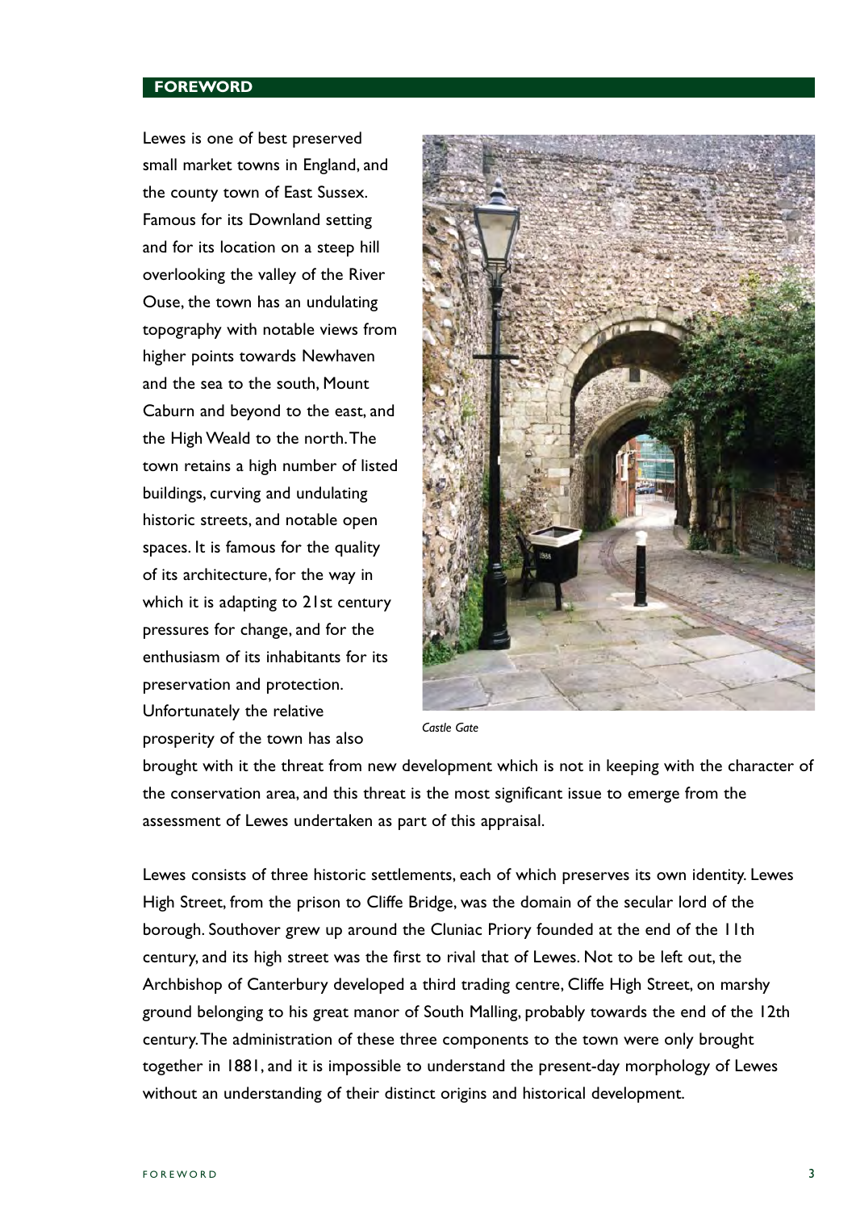## FOREWORD

Lewes is one of best preserved small market towns in England, and the county town of East Sussex. Famous for its Downland setting and for its location on a steep hill overlooking the valley of the River Ouse, the town has an undulating topography with notable views from higher points towards Newhaven and the sea to the south, Mount Caburn and beyond to the east, and the High Weald to the north. The town retains a high number of listed buildings, curving and undulating historic streets, and notable open spaces. It is famous for the quality of its architecture, for the way in which it is adapting to 21st century pressures for change, and for the enthusiasm of its inhabitants for its preservation and protection. Unfortunately the relative prosperity of the town has also brought with it the threat from new development which is not in keeping with the character of the conservation area, and this threat is the most significant issue to emerge from the assessment of Lewes undertaken as part of this appraisal.

*Castle Gate*

Lewes consists of three historic settlements, each of which preserves its own identity. Lewes High Street, from the prison to Cliffe Bridge, was the domain of the secular lord of the borough. Southover grew up around the Cluniac Priory founded at the end of the 11th century, and its high street was the first to rival that of Lewes. Not to be left out, the Archbishop of Canterbury developed a third trading centre, Cliffe High Street, on marshy ground belonging to his great manor of South Malling, probably towards the end of the 12th century. The administration of these three components to the town were only brought together in 1881, and it is impossible to understand the present-day morphology of Lewes without an understanding of their distinct origins and historical development.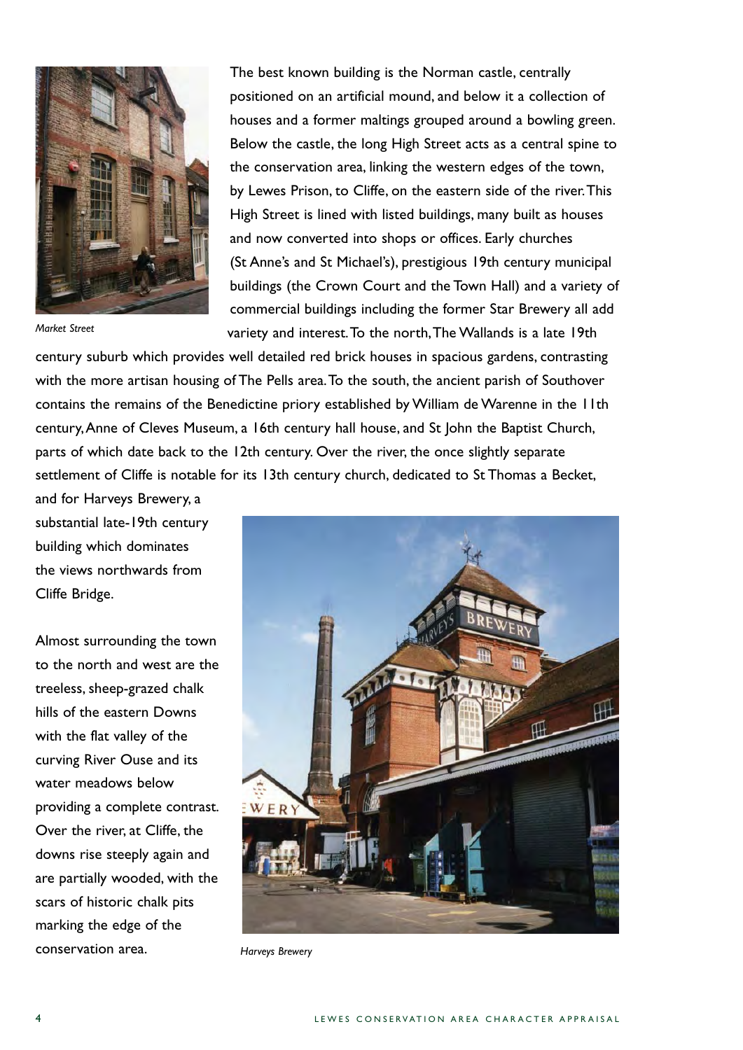Market Street

The best known building is the Norman castle, centrally positioned on an artificial mound, and below it a collection of houses and a former maltings grouped around a bowling green. Below the castle, the long High Street acts as a central spine to the conservation area, linking the western edges of the town, by Lewes Prison, to Cliffe, on the eastern side of the river. This High Street is lined with listed buildings, many built as houses and now converted into shops or offices. Early churches (St Anne's and St Michael's), prestigious 19th century municipal buildings (the Crown Court and the Town Hall) and a variety of commercial buildings including the former Star Brewery all add variety and interest. To the north, The Wallands is a late 19th century suburb which provides well detailed red brick houses in spacious gardens, contrasting with the more artisan housing of The Pells area. To the south, the ancient parish of Southover contains the remains of the Benedictine priory established by William de Warenne in the 11th century, Anne of Cleves Museum, a 16th century hall house, and St John the Baptist Church, parts of which date back to the 12th century. Over the river, the once slightly separate settlement of Cliffe is notable for its 13th century church, dedicated to St Thomas a Becket, and for Harveys Brewery, a substantial late-19th century building which dominates the views northwards from Cliffe Bridge.

Almost surrounding the town to the north and west are the treeless, sheep-grazed chalk hills of the eastern Downs with the flat valley of the curving River Ouse and its water meadows below providing a complete contrast. Over the river, at Cliffe, the downs rise steeply again and are partially wooded, with the scars of historic chalk pits marking the edge of the conservation area.

Harveys Brewery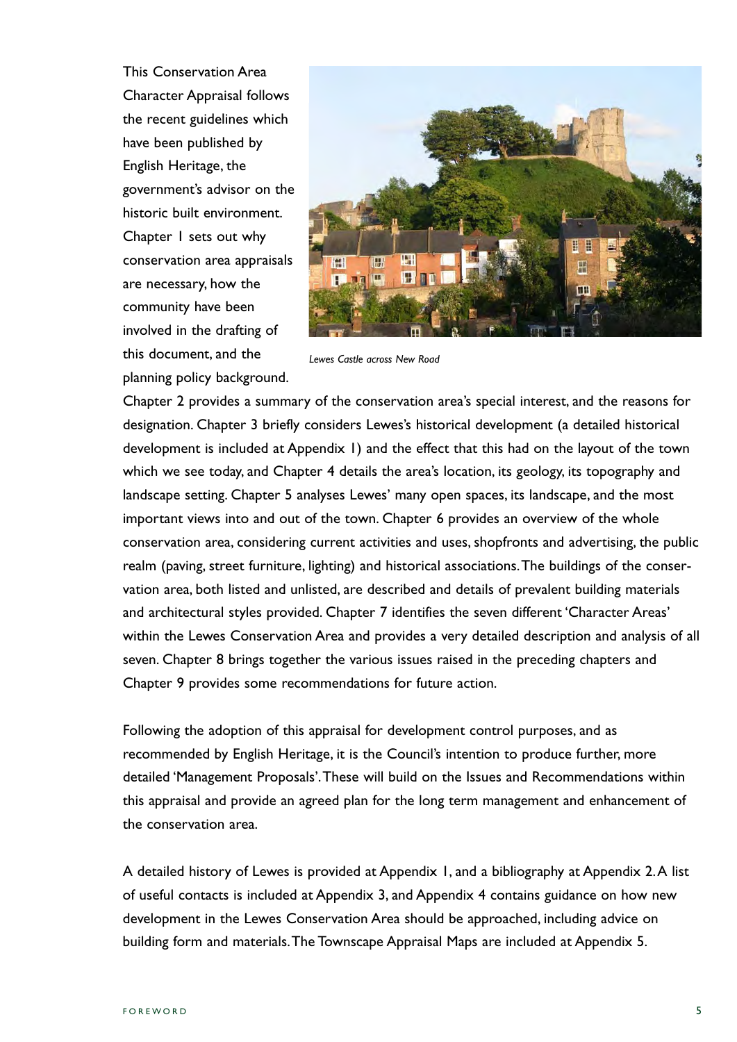This Conservation Area Character Appraisal follows the recent guidelines which have been published by English Heritage, the government's advisor on the historic built environment. Chapter 1 sets out why conservation area appraisals are necessary, how the community have been involved in the drafting of this document, and the planning policy background.

*Lewes Castle across New Road*

Chapter 2 provides a summary of the conservation area's special interest, and the reasons for designation. Chapter 3 briefly considers Lewes's historical development (a detailed historical development is included at Appendix 1) and the effect that this had on the layout of the town which we see today, and Chapter 4 details the area's location, its geology, its topography and landscape setting. Chapter 5 analyses Lewes' many open spaces, its landscape, and the most important views into and out of the town. Chapter 6 provides an overview of the whole conservation area, considering current activities and uses, shopfronts and advertising, the public realm (paving, street furniture, lighting) and historical associations. The buildings of the conservation area, both listed and unlisted, are described and details of prevalent building materials and architectural styles provided. Chapter 7 identifies the seven different 'Character Areas' within the Lewes Conservation Area and provides a very detailed description and analysis of all seven. Chapter 8 brings together the various issues raised in the preceding chapters and Chapter 9 provides some recommendations for future action.

Following the adoption of this appraisal for development control purposes, and as recommended by English Heritage, it is the Council's intention to produce further, more detailed 'Management Proposals'. These will build on the Issues and Recommendations within this appraisal and provide an agreed plan for the long term management and enhancement of the conservation area.

A detailed history of Lewes is provided at Appendix 1, and a bibliography at Appendix 2. A list of useful contacts is included at Appendix 3, and Appendix 4 contains guidance on how new development in the Lewes Conservation Area should be approached, including advice on building form and materials. The Townscape Appraisal Maps are included at Appendix 5.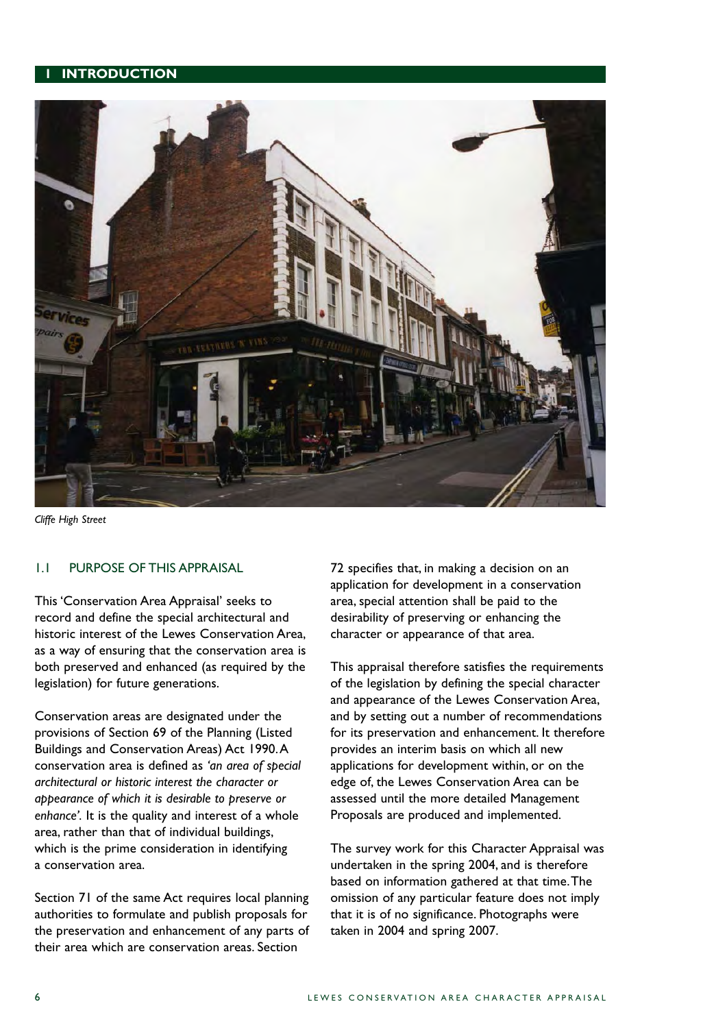# 1 INTRODUCTION

*Cliffe High Street*

## 1.1 PURPOSE OF THIS APPRAISAL

This 'Conservation Area Appraisal' seeks to record and define the special architectural and historic interest of the Lewes Conservation Area, as a way of ensuring that the conservation area is both preserved and enhanced (as required by the legislation) for future generations.

Conservation areas are designated under the provisions of Section 69 of the Planning (Listed Buildings and Conservation Areas) Act 1990. A conservation area is defined as *'an area of special architectural or historic interest the character or appearance of which it is desirable to preserve or enhance'*. It is the quality and interest of a whole area, rather than that of individual buildings, which is the prime consideration in identifying a conservation area.

Section 71 of the same Act requires local planning authorities to formulate and publish proposals for the preservation and enhancement of any parts of their area which are conservation areas. Section 72 specifies that, in making a decision on an application for development in a conservation area, special attention shall be paid to the desirability of preserving or enhancing the character or appearance of that area.

This appraisal therefore satisfies the requirements of the legislation by defining the special character and appearance of the Lewes Conservation Area, and by setting out a number of recommendations for its preservation and enhancement. It therefore provides an interim basis on which all new applications for development within, or on the edge of, the Lewes Conservation Area can be assessed until the more detailed Management Proposals are produced and implemented.

The survey work for this Character Appraisal was undertaken in the spring 2004, and is therefore based on information gathered at that time. The omission of any particular feature does not imply that it is of no significance. Photographs were taken in 2004 and spring 2007.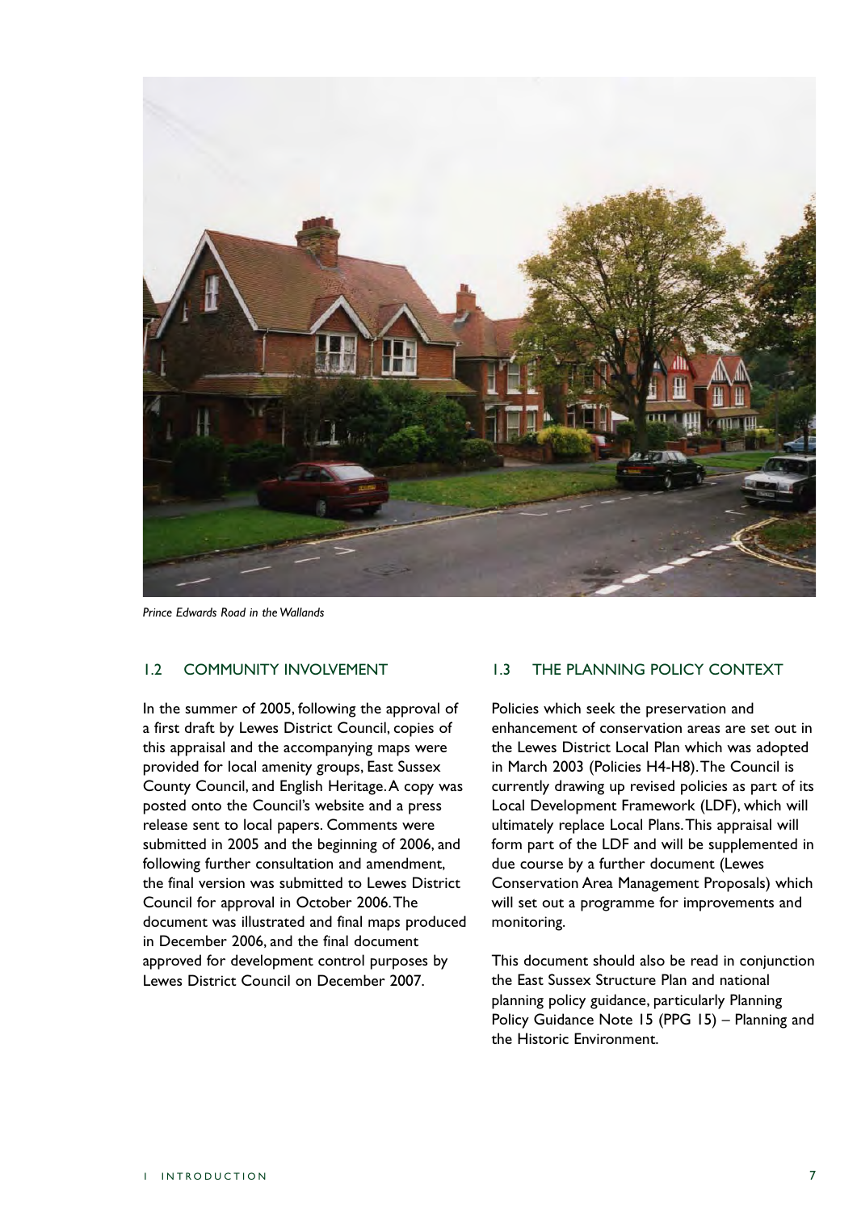*Prince Edwards Road in the Wallands*

## 1.2 COMMUNITY INVOLVEMENT

In the summer of 2005, following the approval of a first draft by Lewes District Council, copies of this appraisal and the accompanying maps were provided for local amenity groups, East Sussex County Council, and English Heritage. A copy was posted onto the Council's website and a press release sent to local papers. Comments were submitted in 2005 and the beginning of 2006, and following further consultation and amendment, the final version was submitted to Lewes District Council for approval in October 2006. The document was illustrated and final maps produced in December 2006, and the final document approved for development control purposes by Lewes District Council on December 2007.

## 1.3 THE PLANNING POLICY CONTEXT

Policies which seek the preservation and enhancement of conservation areas are set out in the Lewes District Local Plan which was adopted in March 2003 (Policies H4-H8). The Council is currently drawing up revised policies as part of its Local Development Framework (LDF), which will ultimately replace Local Plans. This appraisal will form part of the LDF and will be supplemented in due course by a further document (Lewes Conservation Area Management Proposals) which will set out a programme for improvements and monitoring.

This document should also be read in conjunction the East Sussex Structure Plan and national planning policy guidance, particularly Planning Policy Guidance Note 15 (PPG 15) – Planning and the Historic Environment.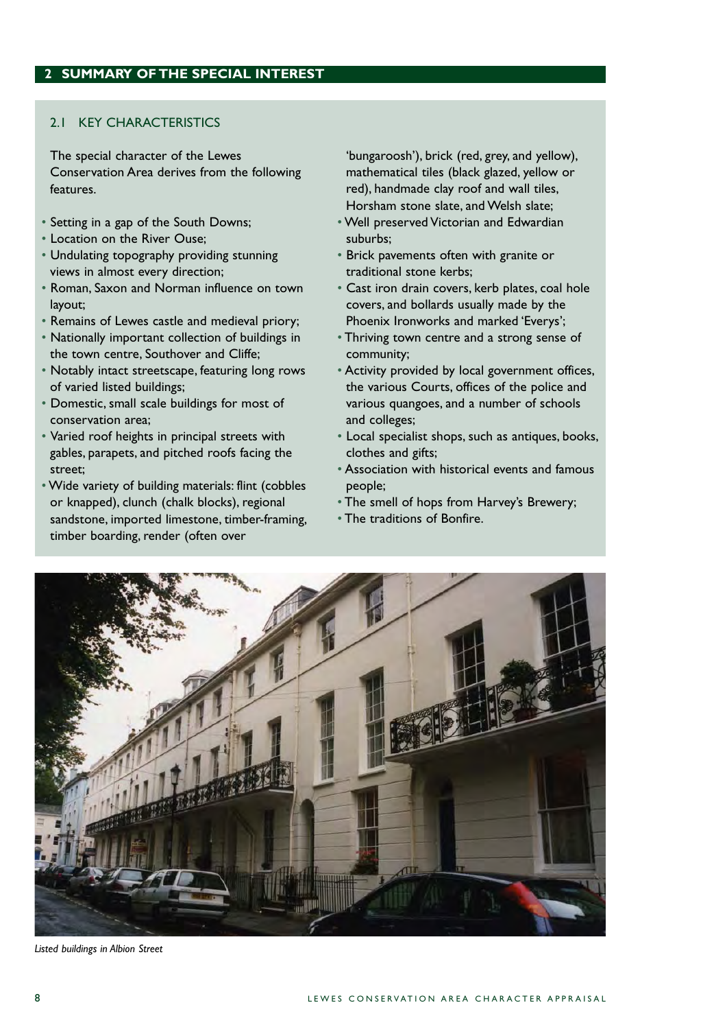## 2 SUMMARY OF THE SPECIAL INTEREST

### 2.1 KEY CHARACTERISTICS

The special character of the Lewes Conservation Area derives from the following features.

- Setting in a gap of the South Downs;
- Location on the River Ouse;
- Undulating topography providing stunning views in almost every direction;
- Roman, Saxon and Norman influence on town layout;
- Remains of Lewes castle and medieval priory;
- Nationally important collection of buildings in the town centre, Southover and Cliffe;
- Notably intact streetscape, featuring long rows of varied listed buildings;
- Domestic, small scale buildings for most of conservation area;
- Varied roof heights in principal streets with gables, parapets, and pitched roofs facing the street;
- Wide variety of building materials: flint (cobbles or knapped), clunch (chalk blocks), regional sandstone, imported limestone, timber-framing, timber boarding, render (often over 'bungaroosh'), brick (red, grey, and yellow), mathematical tiles (black glazed, yellow or red), handmade clay roof and wall tiles, Horsham stone slate, and Welsh slate;
- Well preserved Victorian and Edwardian suburbs;
- Brick pavements often with granite or traditional stone kerbs;
- Cast iron drain covers, kerb plates, coal hole covers, and bollards usually made by the Phoenix Ironworks and marked 'Everys';
- Thriving town centre and a strong sense of community;
- Activity provided by local government offices, the various Courts, offices of the police and various quangoes, and a number of schools and colleges;
- Local specialist shops, such as antiques, books, clothes and gifts;
- Association with historical events and famous people;
- The smell of hops from Harvey's Brewery;
- The traditions of Bonfire.

*Listed buildings in Albion Street*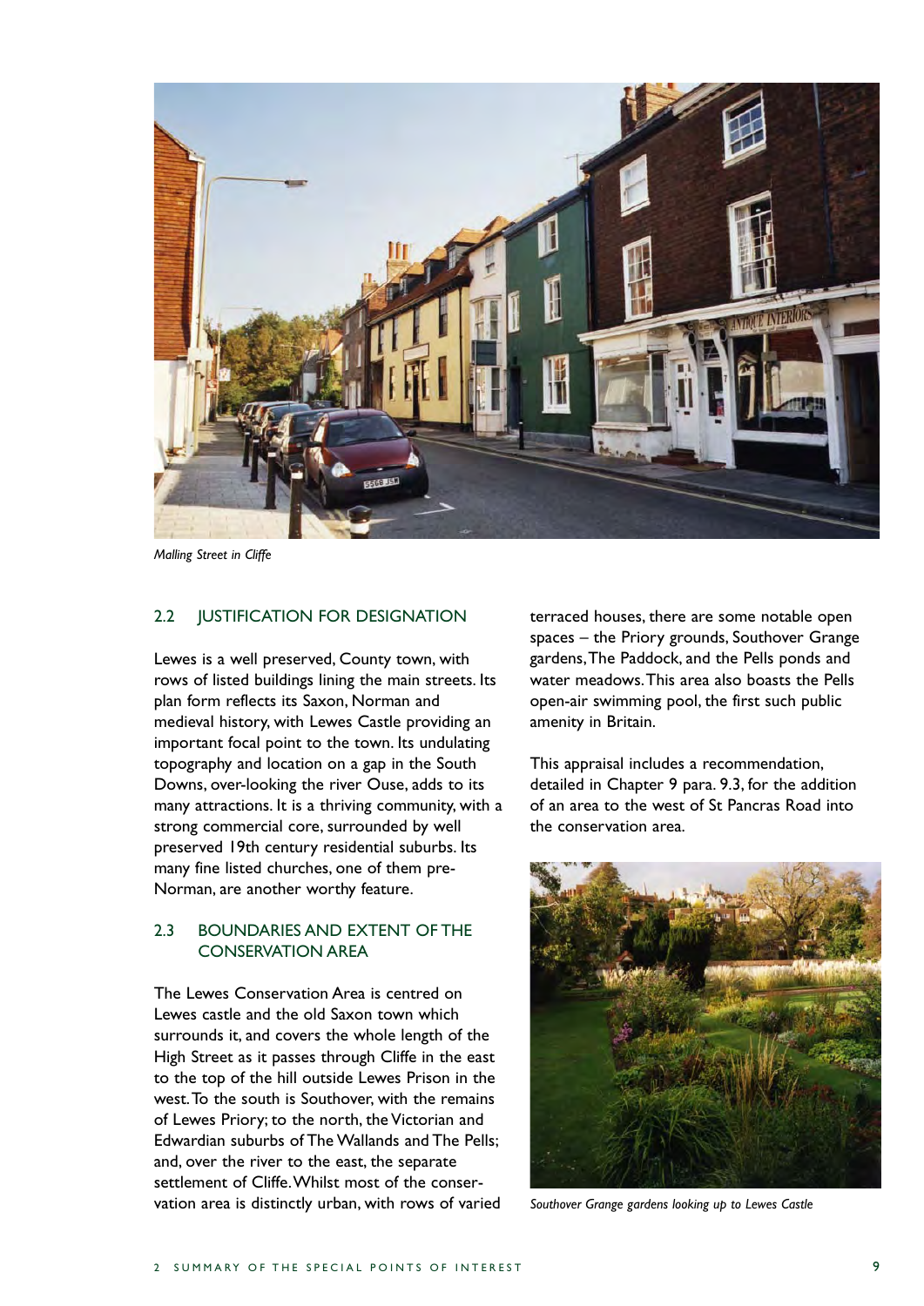*Malling Street in Cliffe*

## 2.2 JUSTIFICATION FOR DESIGNATION

Lewes is a well preserved, County town, with rows of listed buildings lining the main streets. Its plan form reflects its Saxon, Norman and medieval history, with Lewes Castle providing an important focal point to the town. Its undulating topography and location on a gap in the South Downs, over-looking the river Ouse, adds to its many attractions. It is a thriving community, with a strong commercial core, surrounded by well preserved 19th century residential suburbs. Its many fine listed churches, one of them pre-Norman, are another worthy feature.

## 2.3 BOUNDARIES AND EXTENT OF THE CONSERVATION AREA

The Lewes Conservation Area is centred on Lewes castle and the old Saxon town which surrounds it, and covers the whole length of the High Street as it passes through Cliffe in the east to the top of the hill outside Lewes Prison in the west. To the south is Southover, with the remains of Lewes Priory; to the north, the Victorian and Edwardian suburbs of The Wallands and The Pells; and, over the river to the east, the separate settlement of Cliffe. Whilst most of the conservation area is distinctly urban, with rows of varied terraced houses, there are some notable open spaces – the Priory grounds, Southover Grange gardens, The Paddock, and the Pells ponds and water meadows. This area also boasts the Pells open-air swimming pool, the first such public amenity in Britain.

This appraisal includes a recommendation, detailed in Chapter 9 para. 9.3, for the addition of an area to the west of St Pancras Road into the conservation area.

*Southover Grange gardens looking up to Lewes Castle*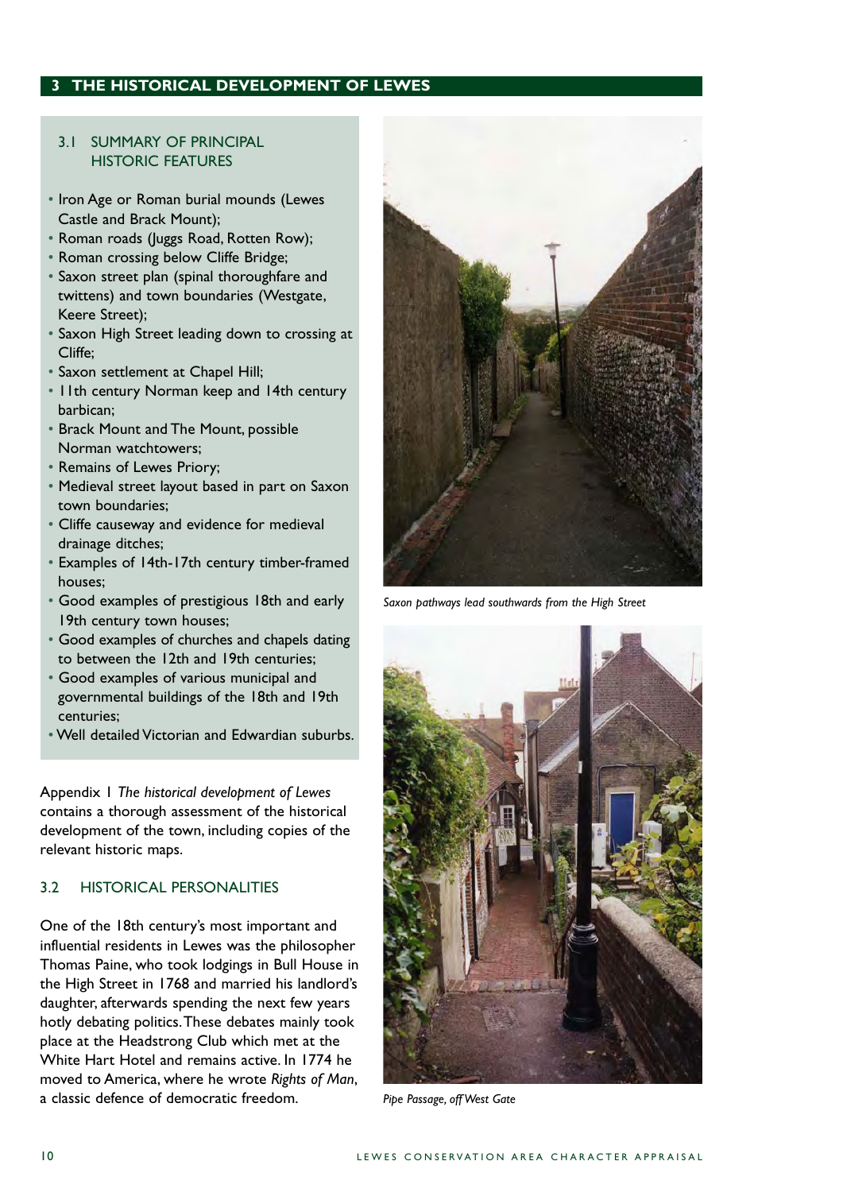## 3 THE HISTORICAL DEVELOPMENT OF LEWES

### 3.1 SUMMARY OF PRINCIPAL HISTORIC FEATURES

- Iron Age or Roman burial mounds (Lewes Castle and Brack Mount);
- Roman roads (Juggs Road, Rotten Row);
- Roman crossing below Cliffe Bridge;
- Saxon street plan (spinal thoroughfare and twittens) and town boundaries (Westgate, Keere Street);
- Saxon High Street leading down to crossing at Cliffe;
- Saxon settlement at Chapel Hill;
- 11th century Norman keep and 14th century barbican;
- Brack Mount and The Mount, possible Norman watchtowers;
- Remains of Lewes Priory;
- Medieval street layout based in part on Saxon town boundaries;
- Cliffe causeway and evidence for medieval drainage ditches;
- Examples of 14th-17th century timber-framed houses;
- Good examples of prestigious 18th and early 19th century town houses;
- Good examples of churches and chapels dating to between the 12th and 19th centuries;
- Good examples of various municipal and governmental buildings of the 18th and 19th centuries;
- Well detailed Victorian and Edwardian suburbs.

Appendix 1 *The historical development of Lewes* contains a thorough assessment of the historical development of the town, including copies of the relevant historic maps.

### 3.2 HISTORICAL PERSONALITIES

One of the 18th century's most important and influential residents in Lewes was the philosopher Thomas Paine, who took lodgings in Bull House in the High Street in 1768 and married his landlord's daughter, afterwards spending the next few years hotly debating politics. These debates mainly took place at the Headstrong Club which met at the White Hart Hotel and remains active. In 1774 he moved to America, where he wrote *Rights of Man*, a classic defence of democratic freedom.

*Saxon pathways lead southwards from the High Street*

*Pipe Passage, off West Gate*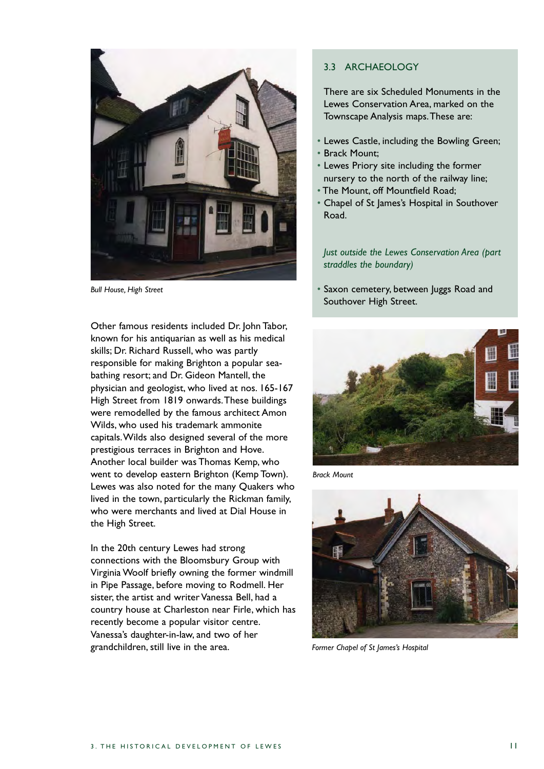*Bull House, High Street*

Other famous residents included Dr. John Tabor, known for his antiquarian as well as his medical skills; Dr. Richard Russell, who was partly responsible for making Brighton a popular sea-bathing resort; and Dr. Gideon Mantell, the physician and geologist, who lived at nos. 165-167 High Street from 1819 onwards. These buildings were remodelled by the famous architect Amon Wilds, who used his trademark ammonite capitals. Wilds also designed several of the more prestigious terraces in Brighton and Hove. Another local builder was Thomas Kemp, who went to develop eastern Brighton (Kemp Town). Lewes was also noted for the many Quakers who lived in the town, particularly the Rickman family, who were merchants and lived at Dial House in the High Street.

In the 20th century Lewes had strong connections with the Bloomsbury Group with Virginia Woolf briefly owning the former windmill in Pipe Passage, before moving to Rodmell. Her sister, the artist and writer Vanessa Bell, had a country house at Charleston near Firle, which has recently become a popular visitor centre. Vanessa's daughter-in-law, and two of her grandchildren, still live in the area.

## 3.3 ARCHAEOLOGY

There are six Scheduled Monuments in the Lewes Conservation Area, marked on the Townscape Analysis maps. These are:

- Lewes Castle, including the Bowling Green;
- Brack Mount;
- Lewes Priory site including the former nursery to the north of the railway line;
- The Mount, off Mountfield Road;
- Chapel of St James's Hospital in Southover Road.

*Just outside the Lewes Conservation Area (part straddles the boundary)*

- Saxon cemetery, between Juggs Road and Southover High Street.

*Brack Mount*

*Former Chapel of St James's Hospital*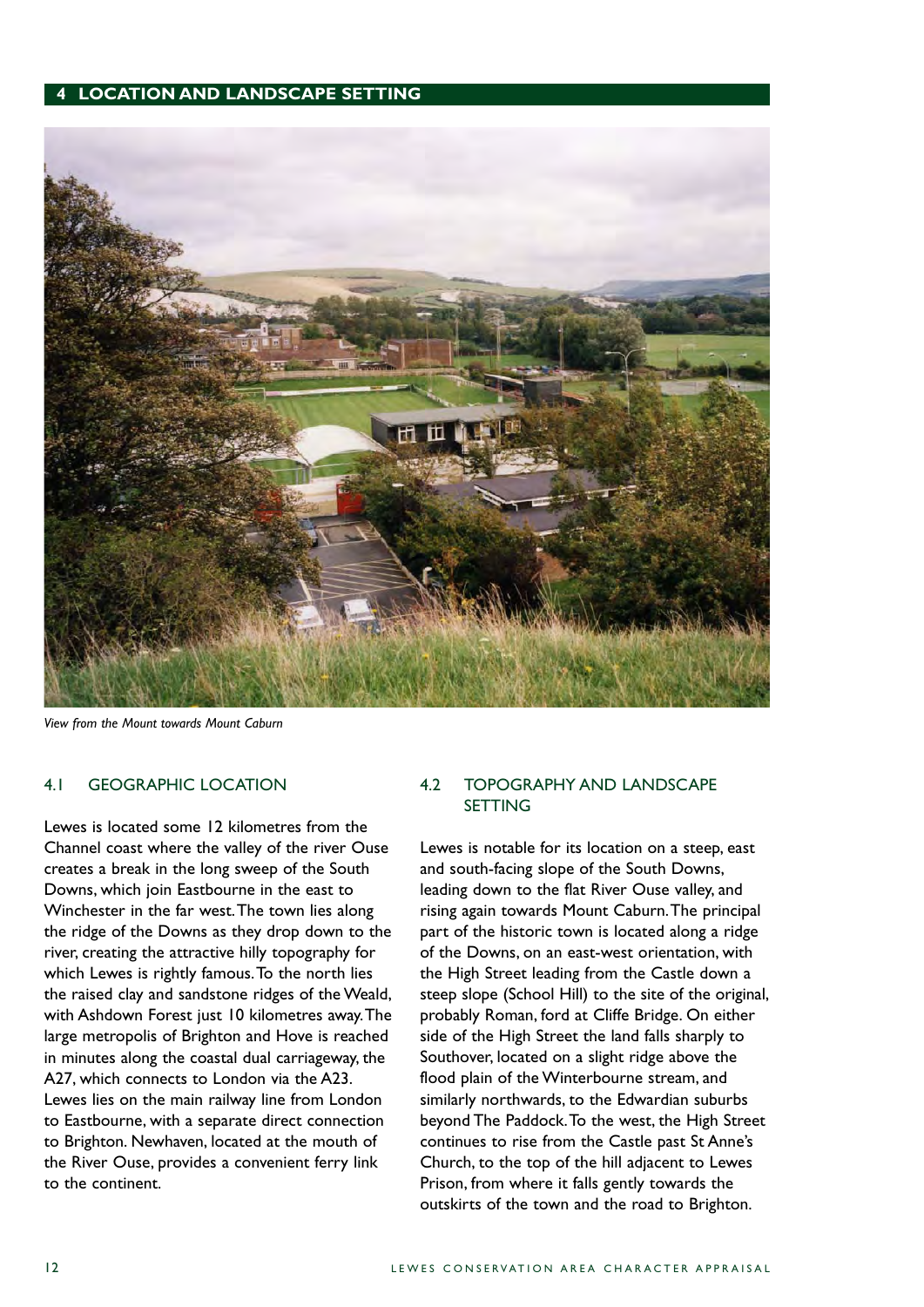## 4 LOCATION AND LANDSCAPE SETTING

*View from the Mount towards Mount Caburn*

### 4.1 GEOGRAPHIC LOCATION

Lewes is located some 12 kilometres from the Channel coast where the valley of the river Ouse creates a break in the long sweep of the South Downs, which join Eastbourne in the east to Winchester in the far west. The town lies along the ridge of the Downs as they drop down to the river, creating the attractive hilly topography for which Lewes is rightly famous. To the north lies the raised clay and sandstone ridges of the Weald, with Ashdown Forest just 10 kilometres away. The large metropolis of Brighton and Hove is reached in minutes along the coastal dual carriageway, the A27, which connects to London via the A23. Lewes lies on the main railway line from London to Eastbourne, with a separate direct connection to Brighton. Newhaven, located at the mouth of the River Ouse, provides a convenient ferry link to the continent.

### 4.2 TOPOGRAPHY AND LANDSCAPE SETTING

Lewes is notable for its location on a steep, east and south-facing slope of the South Downs, leading down to the flat River Ouse valley, and rising again towards Mount Caburn. The principal part of the historic town is located along a ridge of the Downs, on an east-west orientation, with the High Street leading from the Castle down a steep slope (School Hill) to the site of the original, probably Roman, ford at Cliffe Bridge. On either side of the High Street the land falls sharply to Southover, located on a slight ridge above the flood plain of the Winterbourne stream, and similarly northwards, to the Edwardian suburbs beyond The Paddock. To the west, the High Street continues to rise from the Castle past St Anne's Church, to the top of the hill adjacent to Lewes Prison, from where it falls gently towards the outskirts of the town and the road to Brighton.